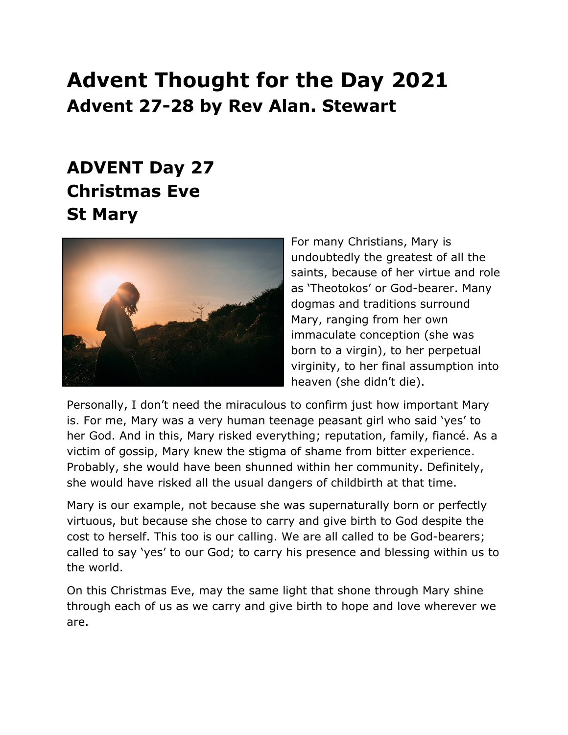# Advent Thought for the Day 2021
## Advent 27-28 by Rev Alan. Stewart

## ADVENT Day 27
## Christmas Eve
## St Mary

For many Christians, Mary is undoubtedly the greatest of all the saints, because of her virtue and role as 'Theotokos' or God-bearer. Many dogmas and traditions surround Mary, ranging from her own immaculate conception (she was born to a virgin), to her perpetual virginity, to her final assumption into heaven (she didn't die).

Personally, I don't need the miraculous to confirm just how important Mary is. For me, Mary was a very human teenage peasant girl who said 'yes' to her God. And in this, Mary risked everything; reputation, family, fiancé. As a victim of gossip, Mary knew the stigma of shame from bitter experience. Probably, she would have been shunned within her community. Definitely, she would have risked all the usual dangers of childbirth at that time.

Mary is our example, not because she was supernaturally born or perfectly virtuous, but because she chose to carry and give birth to God despite the cost to herself. This too is our calling. We are all called to be God-bearers; called to say 'yes' to our God; to carry his presence and blessing within us to the world.

On this Christmas Eve, may the same light that shone through Mary shine through each of us as we carry and give birth to hope and love wherever we are.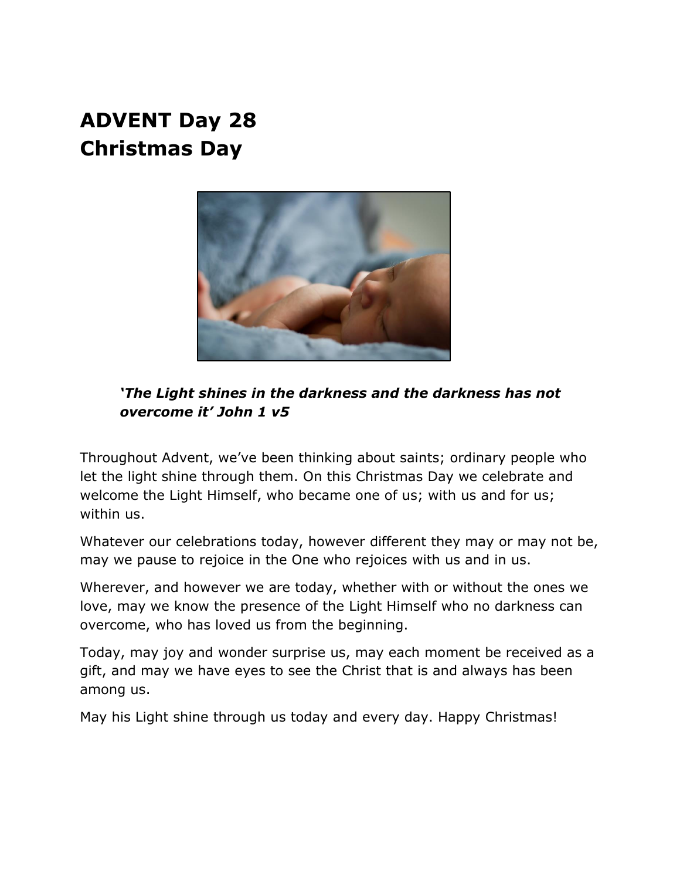# ADVENT Day 28
# Christmas Day

> ***'The Light shines in the darkness and the darkness has not overcome it' John 1 v5***

Throughout Advent, we've been thinking about saints; ordinary people who let the light shine through them. On this Christmas Day we celebrate and welcome the Light Himself, who became one of us; with us and for us; within us.

Whatever our celebrations today, however different they may or may not be, may we pause to rejoice in the One who rejoices with us and in us.

Wherever, and however we are today, whether with or without the ones we love, may we know the presence of the Light Himself who no darkness can overcome, who has loved us from the beginning.

Today, may joy and wonder surprise us, may each moment be received as a gift, and may we have eyes to see the Christ that is and always has been among us.

May his Light shine through us today and every day. Happy Christmas!